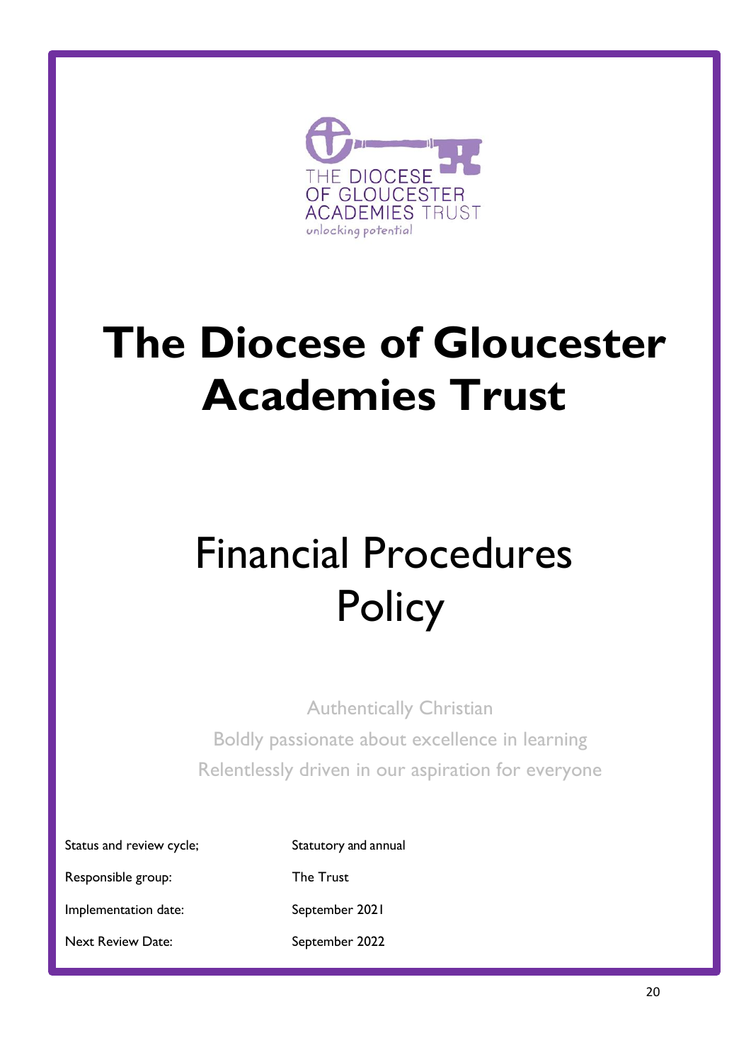THE DIOCESE OF GLOUCESTER ACADEMIES TRUST

unlocking potential

# The Diocese of Gloucester Academies Trust

# Financial Procedures Policy

Authentically Christian

Boldly passionate about excellence in learning

Relentlessly driven in our aspiration for everyone

| | |
|---|---|
| Status and review cycle; | Statutory and annual |
| Responsible group: | The Trust |
| Implementation date: | September 2021 |
| Next Review Date: | September 2022 |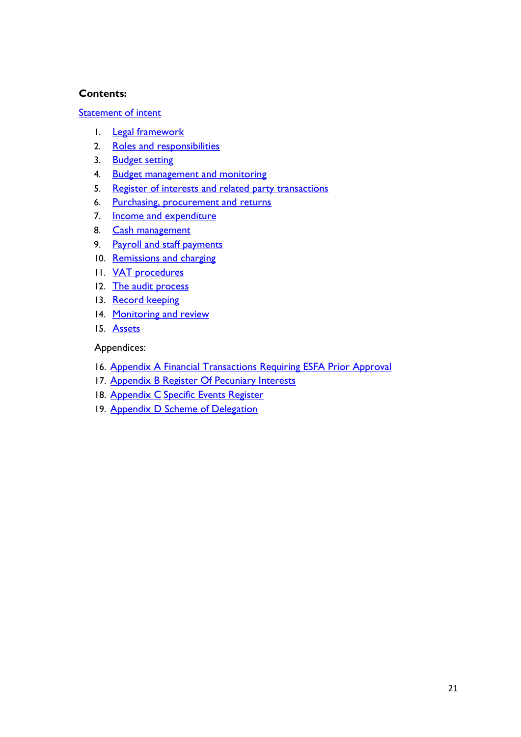**Contents:**

Statement of intent

1. Legal framework
2. Roles and responsibilities
3. Budget setting
4. Budget management and monitoring
5. Register of interests and related party transactions
6. Purchasing, procurement and returns
7. Income and expenditure
8. Cash management
9. Payroll and staff payments
10. Remissions and charging
11. VAT procedures
12. The audit process
13. Record keeping
14. Monitoring and review
15. Assets

Appendices:

16. Appendix A Financial Transactions Requiring ESFA Prior Approval
17. Appendix B Register Of Pecuniary Interests
18. Appendix C Specific Events Register
19. Appendix D Scheme of Delegation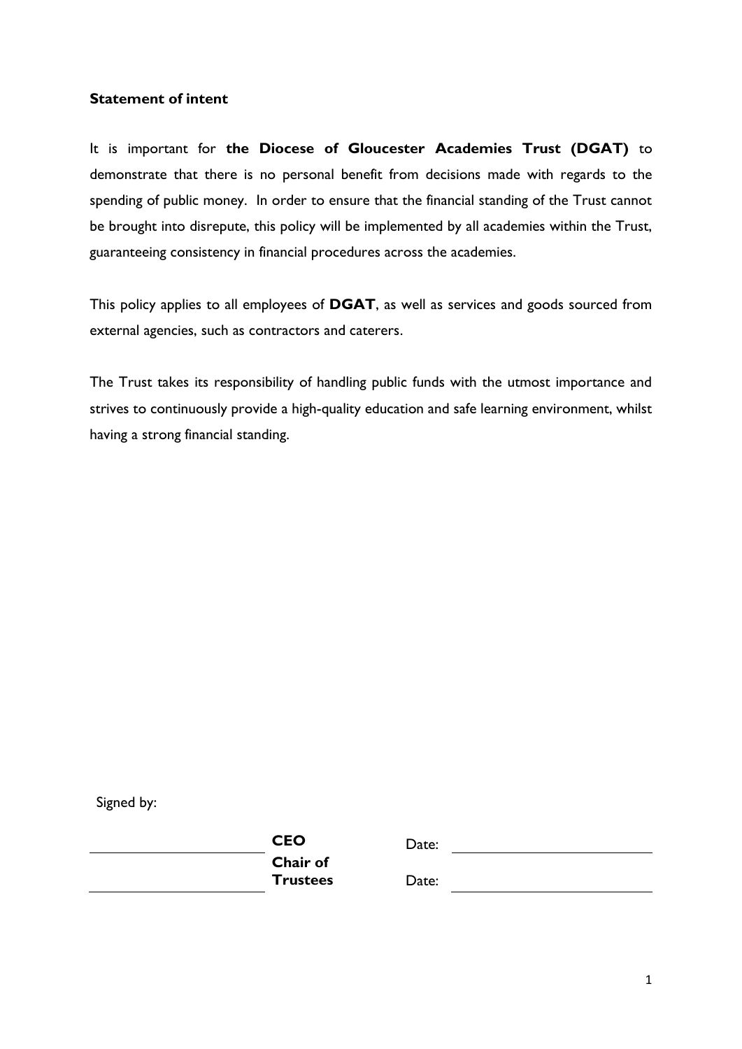**Statement of intent**

It is important for **the Diocese of Gloucester Academies Trust (DGAT)** to demonstrate that there is no personal benefit from decisions made with regards to the spending of public money. In order to ensure that the financial standing of the Trust cannot be brought into disrepute, this policy will be implemented by all academies within the Trust, guaranteeing consistency in financial procedures across the academies.

This policy applies to all employees of **DGAT**, as well as services and goods sourced from external agencies, such as contractors and caterers.

The Trust takes its responsibility of handling public funds with the utmost importance and strives to continuously provide a high-quality education and safe learning environment, whilst having a strong financial standing.

Signed by:

| | | | |
|---|---|---|---|
| ______________________ | **CEO** | Date: | ______________________ |
| ______________________ | **Chair of Trustees** | Date: | ______________________ |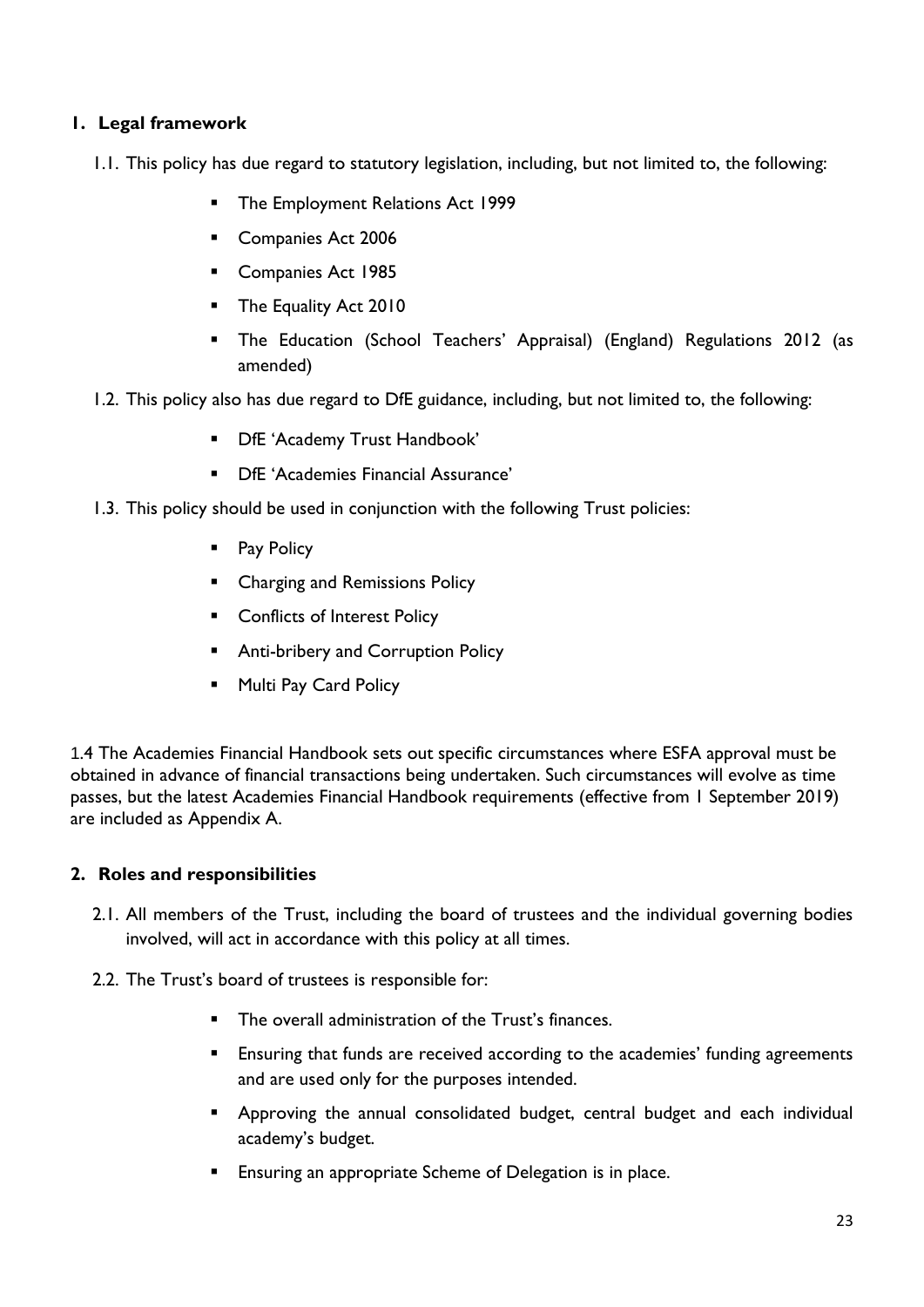## 1. Legal framework

1.1. This policy has due regard to statutory legislation, including, but not limited to, the following:

- The Employment Relations Act 1999
- Companies Act 2006
- Companies Act 1985
- The Equality Act 2010
- The Education (School Teachers' Appraisal) (England) Regulations 2012 (as amended)

1.2. This policy also has due regard to DfE guidance, including, but not limited to, the following:

- DfE 'Academy Trust Handbook'
- DfE 'Academies Financial Assurance'

1.3. This policy should be used in conjunction with the following Trust policies:

- Pay Policy
- Charging and Remissions Policy
- Conflicts of Interest Policy
- Anti-bribery and Corruption Policy
- Multi Pay Card Policy

1.4 The Academies Financial Handbook sets out specific circumstances where ESFA approval must be obtained in advance of financial transactions being undertaken. Such circumstances will evolve as time passes, but the latest Academies Financial Handbook requirements (effective from 1 September 2019) are included as Appendix A.

## 2. Roles and responsibilities

2.1. All members of the Trust, including the board of trustees and the individual governing bodies involved, will act in accordance with this policy at all times.

2.2. The Trust's board of trustees is responsible for:

- The overall administration of the Trust's finances.
- Ensuring that funds are received according to the academies' funding agreements and are used only for the purposes intended.
- Approving the annual consolidated budget, central budget and each individual academy's budget.
- Ensuring an appropriate Scheme of Delegation is in place.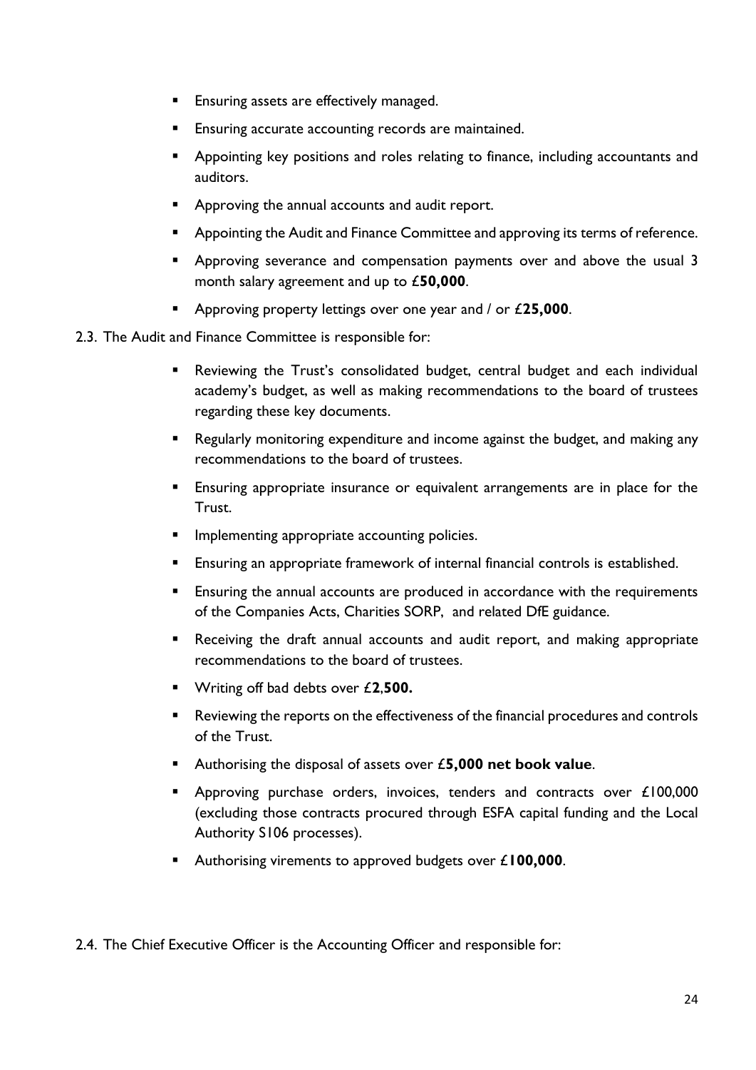- Ensuring assets are effectively managed.
- Ensuring accurate accounting records are maintained.
- Appointing key positions and roles relating to finance, including accountants and auditors.
- Approving the annual accounts and audit report.
- Appointing the Audit and Finance Committee and approving its terms of reference.
- Approving severance and compensation payments over and above the usual 3 month salary agreement and up to £**50,000**.
- Approving property lettings over one year and / or £**25,000**.

2.3. The Audit and Finance Committee is responsible for:

- Reviewing the Trust's consolidated budget, central budget and each individual academy's budget, as well as making recommendations to the board of trustees regarding these key documents.
- Regularly monitoring expenditure and income against the budget, and making any recommendations to the board of trustees.
- Ensuring appropriate insurance or equivalent arrangements are in place for the Trust.
- Implementing appropriate accounting policies.
- Ensuring an appropriate framework of internal financial controls is established.
- Ensuring the annual accounts are produced in accordance with the requirements of the Companies Acts, Charities SORP, and related DfE guidance.
- Receiving the draft annual accounts and audit report, and making appropriate recommendations to the board of trustees.
- Writing off bad debts over £**2,500.**
- Reviewing the reports on the effectiveness of the financial procedures and controls of the Trust.
- Authorising the disposal of assets over £**5,000 net book value**.
- Approving purchase orders, invoices, tenders and contracts over £100,000 (excluding those contracts procured through ESFA capital funding and the Local Authority S106 processes).
- Authorising virements to approved budgets over £**100,000**.

2.4. The Chief Executive Officer is the Accounting Officer and responsible for: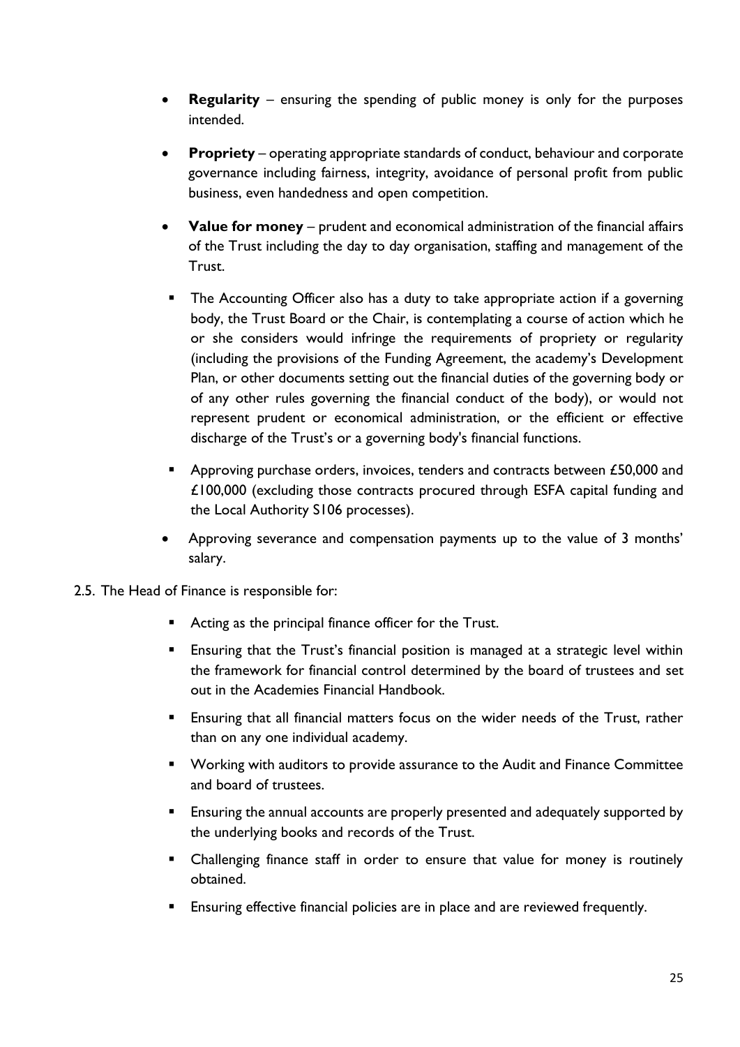- **Regularity** – ensuring the spending of public money is only for the purposes intended.
- **Propriety** – operating appropriate standards of conduct, behaviour and corporate governance including fairness, integrity, avoidance of personal profit from public business, even handedness and open competition.
- **Value for money** – prudent and economical administration of the financial affairs of the Trust including the day to day organisation, staffing and management of the Trust.
  - The Accounting Officer also has a duty to take appropriate action if a governing body, the Trust Board or the Chair, is contemplating a course of action which he or she considers would infringe the requirements of propriety or regularity (including the provisions of the Funding Agreement, the academy's Development Plan, or other documents setting out the financial duties of the governing body or of any other rules governing the financial conduct of the body), or would not represent prudent or economical administration, or the efficient or effective discharge of the Trust's or a governing body's financial functions.
  - Approving purchase orders, invoices, tenders and contracts between £50,000 and £100,000 (excluding those contracts procured through ESFA capital funding and the Local Authority S106 processes).
- Approving severance and compensation payments up to the value of 3 months' salary.

2.5. The Head of Finance is responsible for:

- Acting as the principal finance officer for the Trust.
- Ensuring that the Trust's financial position is managed at a strategic level within the framework for financial control determined by the board of trustees and set out in the Academies Financial Handbook.
- Ensuring that all financial matters focus on the wider needs of the Trust, rather than on any one individual academy.
- Working with auditors to provide assurance to the Audit and Finance Committee and board of trustees.
- Ensuring the annual accounts are properly presented and adequately supported by the underlying books and records of the Trust.
- Challenging finance staff in order to ensure that value for money is routinely obtained.
- Ensuring effective financial policies are in place and are reviewed frequently.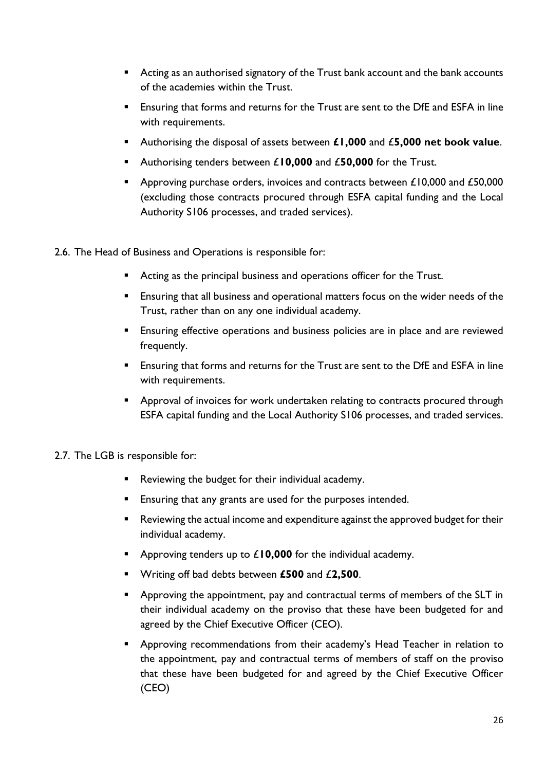- Acting as an authorised signatory of the Trust bank account and the bank accounts of the academies within the Trust.
- Ensuring that forms and returns for the Trust are sent to the DfE and ESFA in line with requirements.
- Authorising the disposal of assets between **£1,000** and £**5,000 net book value**.
- Authorising tenders between £**10,000** and £**50,000** for the Trust.
- Approving purchase orders, invoices and contracts between £10,000 and £50,000 (excluding those contracts procured through ESFA capital funding and the Local Authority S106 processes, and traded services).

2.6. The Head of Business and Operations is responsible for:

- Acting as the principal business and operations officer for the Trust.
- Ensuring that all business and operational matters focus on the wider needs of the Trust, rather than on any one individual academy.
- Ensuring effective operations and business policies are in place and are reviewed frequently.
- Ensuring that forms and returns for the Trust are sent to the DfE and ESFA in line with requirements.
- Approval of invoices for work undertaken relating to contracts procured through ESFA capital funding and the Local Authority S106 processes, and traded services.

2.7. The LGB is responsible for:

- Reviewing the budget for their individual academy.
- Ensuring that any grants are used for the purposes intended.
- Reviewing the actual income and expenditure against the approved budget for their individual academy.
- Approving tenders up to £**10,000** for the individual academy.
- Writing off bad debts between **£500** and £**2,500**.
- Approving the appointment, pay and contractual terms of members of the SLT in their individual academy on the proviso that these have been budgeted for and agreed by the Chief Executive Officer (CEO).
- Approving recommendations from their academy's Head Teacher in relation to the appointment, pay and contractual terms of members of staff on the proviso that these have been budgeted for and agreed by the Chief Executive Officer (CEO)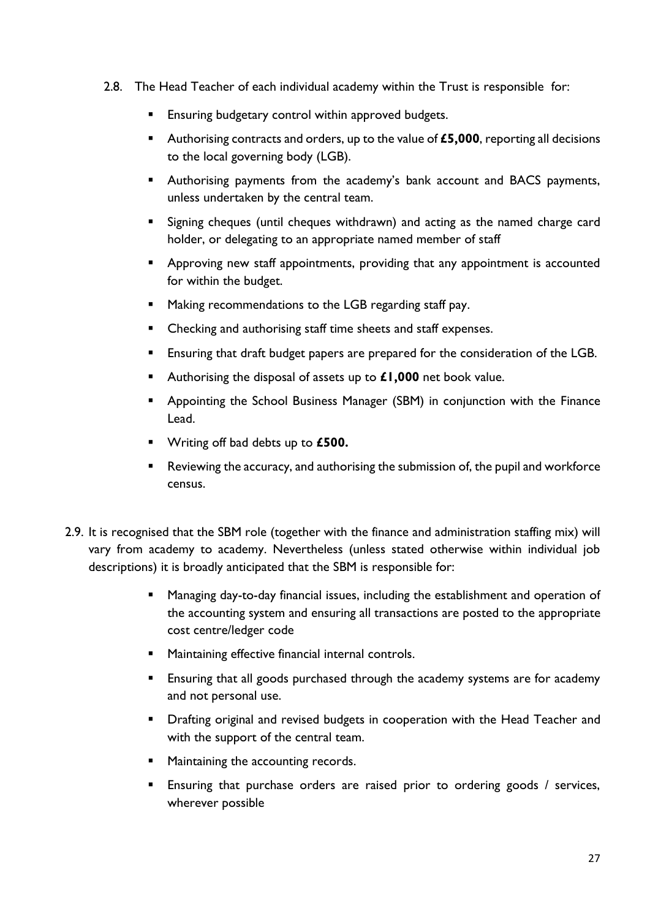2.8. The Head Teacher of each individual academy within the Trust is responsible for:

- Ensuring budgetary control within approved budgets.
- Authorising contracts and orders, up to the value of **£5,000**, reporting all decisions to the local governing body (LGB).
- Authorising payments from the academy's bank account and BACS payments, unless undertaken by the central team.
- Signing cheques (until cheques withdrawn) and acting as the named charge card holder, or delegating to an appropriate named member of staff
- Approving new staff appointments, providing that any appointment is accounted for within the budget.
- Making recommendations to the LGB regarding staff pay.
- Checking and authorising staff time sheets and staff expenses.
- Ensuring that draft budget papers are prepared for the consideration of the LGB.
- Authorising the disposal of assets up to **£1,000** net book value.
- Appointing the School Business Manager (SBM) in conjunction with the Finance Lead.
- Writing off bad debts up to **£500.**
- Reviewing the accuracy, and authorising the submission of, the pupil and workforce census.

2.9. It is recognised that the SBM role (together with the finance and administration staffing mix) will vary from academy to academy. Nevertheless (unless stated otherwise within individual job descriptions) it is broadly anticipated that the SBM is responsible for:

- Managing day-to-day financial issues, including the establishment and operation of the accounting system and ensuring all transactions are posted to the appropriate cost centre/ledger code
- Maintaining effective financial internal controls.
- Ensuring that all goods purchased through the academy systems are for academy and not personal use.
- Drafting original and revised budgets in cooperation with the Head Teacher and with the support of the central team.
- Maintaining the accounting records.
- Ensuring that purchase orders are raised prior to ordering goods / services, wherever possible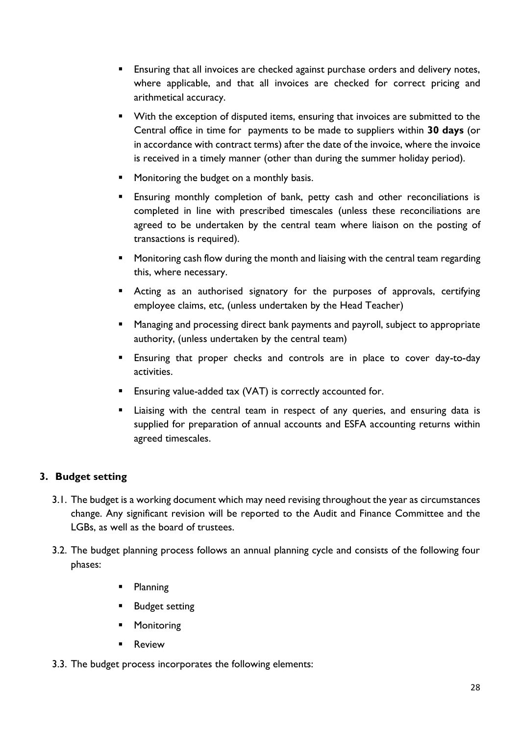- Ensuring that all invoices are checked against purchase orders and delivery notes, where applicable, and that all invoices are checked for correct pricing and arithmetical accuracy.
- With the exception of disputed items, ensuring that invoices are submitted to the Central office in time for payments to be made to suppliers within **30 days** (or in accordance with contract terms) after the date of the invoice, where the invoice is received in a timely manner (other than during the summer holiday period).
- Monitoring the budget on a monthly basis.
- Ensuring monthly completion of bank, petty cash and other reconciliations is completed in line with prescribed timescales (unless these reconciliations are agreed to be undertaken by the central team where liaison on the posting of transactions is required).
- Monitoring cash flow during the month and liaising with the central team regarding this, where necessary.
- Acting as an authorised signatory for the purposes of approvals, certifying employee claims, etc, (unless undertaken by the Head Teacher)
- Managing and processing direct bank payments and payroll, subject to appropriate authority, (unless undertaken by the central team)
- Ensuring that proper checks and controls are in place to cover day-to-day activities.
- Ensuring value-added tax (VAT) is correctly accounted for.
- Liaising with the central team in respect of any queries, and ensuring data is supplied for preparation of annual accounts and ESFA accounting returns within agreed timescales.

## 3. Budget setting

3.1. The budget is a working document which may need revising throughout the year as circumstances change. Any significant revision will be reported to the Audit and Finance Committee and the LGBs, as well as the board of trustees.

3.2. The budget planning process follows an annual planning cycle and consists of the following four phases:

- Planning
- Budget setting
- Monitoring
- Review

3.3. The budget process incorporates the following elements: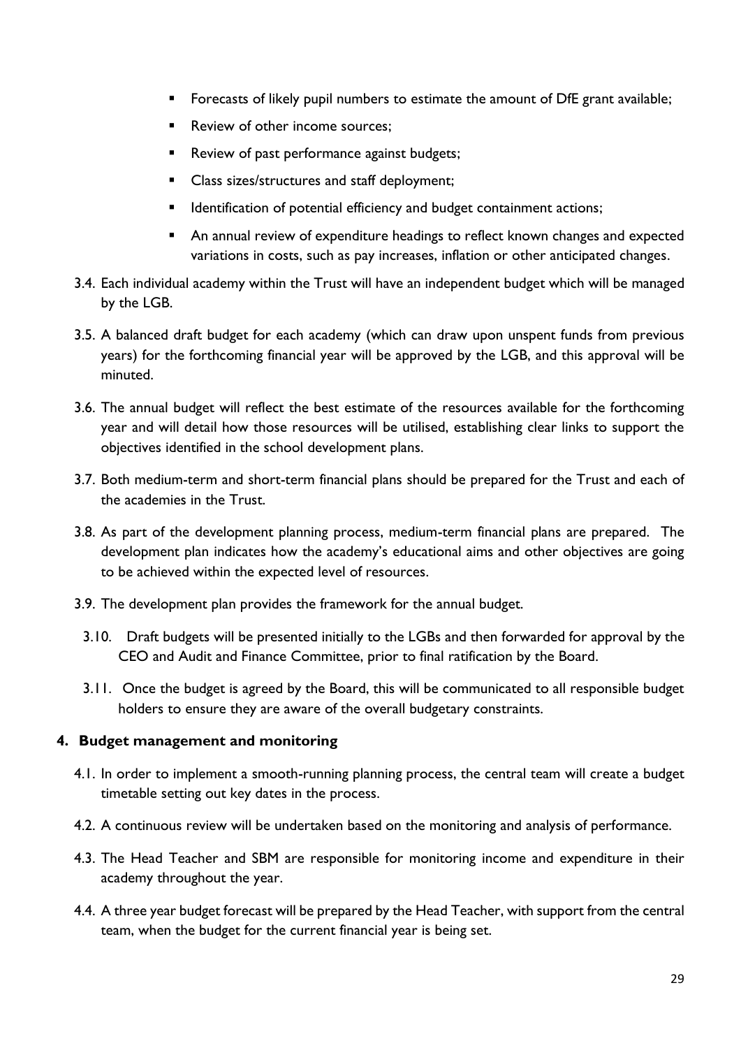- Forecasts of likely pupil numbers to estimate the amount of DfE grant available;
- Review of other income sources;
- Review of past performance against budgets;
- Class sizes/structures and staff deployment;
- Identification of potential efficiency and budget containment actions;
- An annual review of expenditure headings to reflect known changes and expected variations in costs, such as pay increases, inflation or other anticipated changes.

3.4. Each individual academy within the Trust will have an independent budget which will be managed by the LGB.

3.5. A balanced draft budget for each academy (which can draw upon unspent funds from previous years) for the forthcoming financial year will be approved by the LGB, and this approval will be minuted.

3.6. The annual budget will reflect the best estimate of the resources available for the forthcoming year and will detail how those resources will be utilised, establishing clear links to support the objectives identified in the school development plans.

3.7. Both medium-term and short-term financial plans should be prepared for the Trust and each of the academies in the Trust.

3.8. As part of the development planning process, medium-term financial plans are prepared. The development plan indicates how the academy's educational aims and other objectives are going to be achieved within the expected level of resources.

3.9. The development plan provides the framework for the annual budget.

3.10. Draft budgets will be presented initially to the LGBs and then forwarded for approval by the CEO and Audit and Finance Committee, prior to final ratification by the Board.

3.11. Once the budget is agreed by the Board, this will be communicated to all responsible budget holders to ensure they are aware of the overall budgetary constraints.

## 4. Budget management and monitoring

4.1. In order to implement a smooth-running planning process, the central team will create a budget timetable setting out key dates in the process.

4.2. A continuous review will be undertaken based on the monitoring and analysis of performance.

4.3. The Head Teacher and SBM are responsible for monitoring income and expenditure in their academy throughout the year.

4.4. A three year budget forecast will be prepared by the Head Teacher, with support from the central team, when the budget for the current financial year is being set.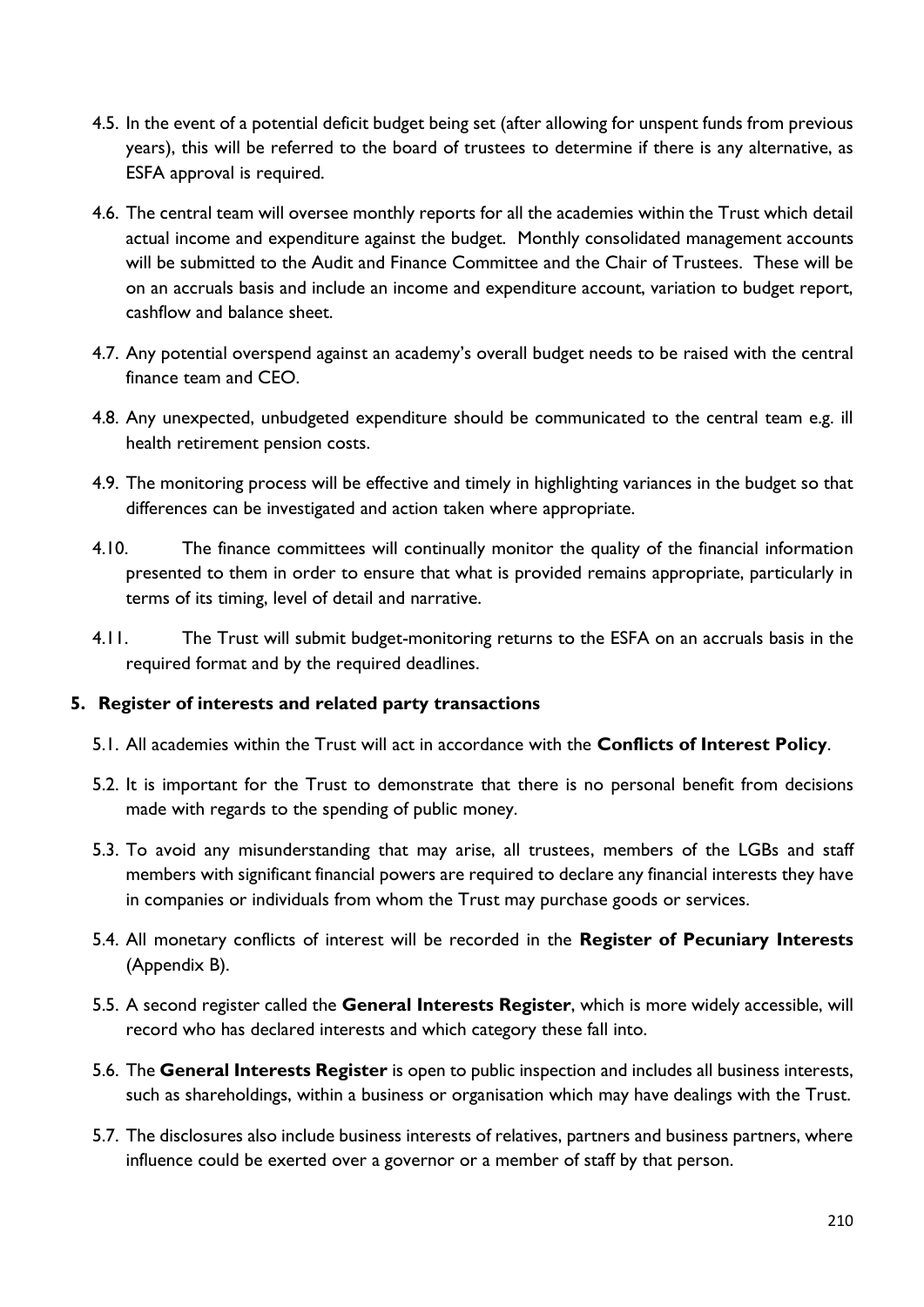4.5. In the event of a potential deficit budget being set (after allowing for unspent funds from previous years), this will be referred to the board of trustees to determine if there is any alternative, as ESFA approval is required.

4.6. The central team will oversee monthly reports for all the academies within the Trust which detail actual income and expenditure against the budget. Monthly consolidated management accounts will be submitted to the Audit and Finance Committee and the Chair of Trustees. These will be on an accruals basis and include an income and expenditure account, variation to budget report, cashflow and balance sheet.

4.7. Any potential overspend against an academy's overall budget needs to be raised with the central finance team and CEO.

4.8. Any unexpected, unbudgeted expenditure should be communicated to the central team e.g. ill health retirement pension costs.

4.9. The monitoring process will be effective and timely in highlighting variances in the budget so that differences can be investigated and action taken where appropriate.

4.10. The finance committees will continually monitor the quality of the financial information presented to them in order to ensure that what is provided remains appropriate, particularly in terms of its timing, level of detail and narrative.

4.11. The Trust will submit budget-monitoring returns to the ESFA on an accruals basis in the required format and by the required deadlines.

## 5. Register of interests and related party transactions

5.1. All academies within the Trust will act in accordance with the **Conflicts of Interest Policy**.

5.2. It is important for the Trust to demonstrate that there is no personal benefit from decisions made with regards to the spending of public money.

5.3. To avoid any misunderstanding that may arise, all trustees, members of the LGBs and staff members with significant financial powers are required to declare any financial interests they have in companies or individuals from whom the Trust may purchase goods or services.

5.4. All monetary conflicts of interest will be recorded in the **Register of Pecuniary Interests** (Appendix B).

5.5. A second register called the **General Interests Register**, which is more widely accessible, will record who has declared interests and which category these fall into.

5.6. The **General Interests Register** is open to public inspection and includes all business interests, such as shareholdings, within a business or organisation which may have dealings with the Trust.

5.7. The disclosures also include business interests of relatives, partners and business partners, where influence could be exerted over a governor or a member of staff by that person.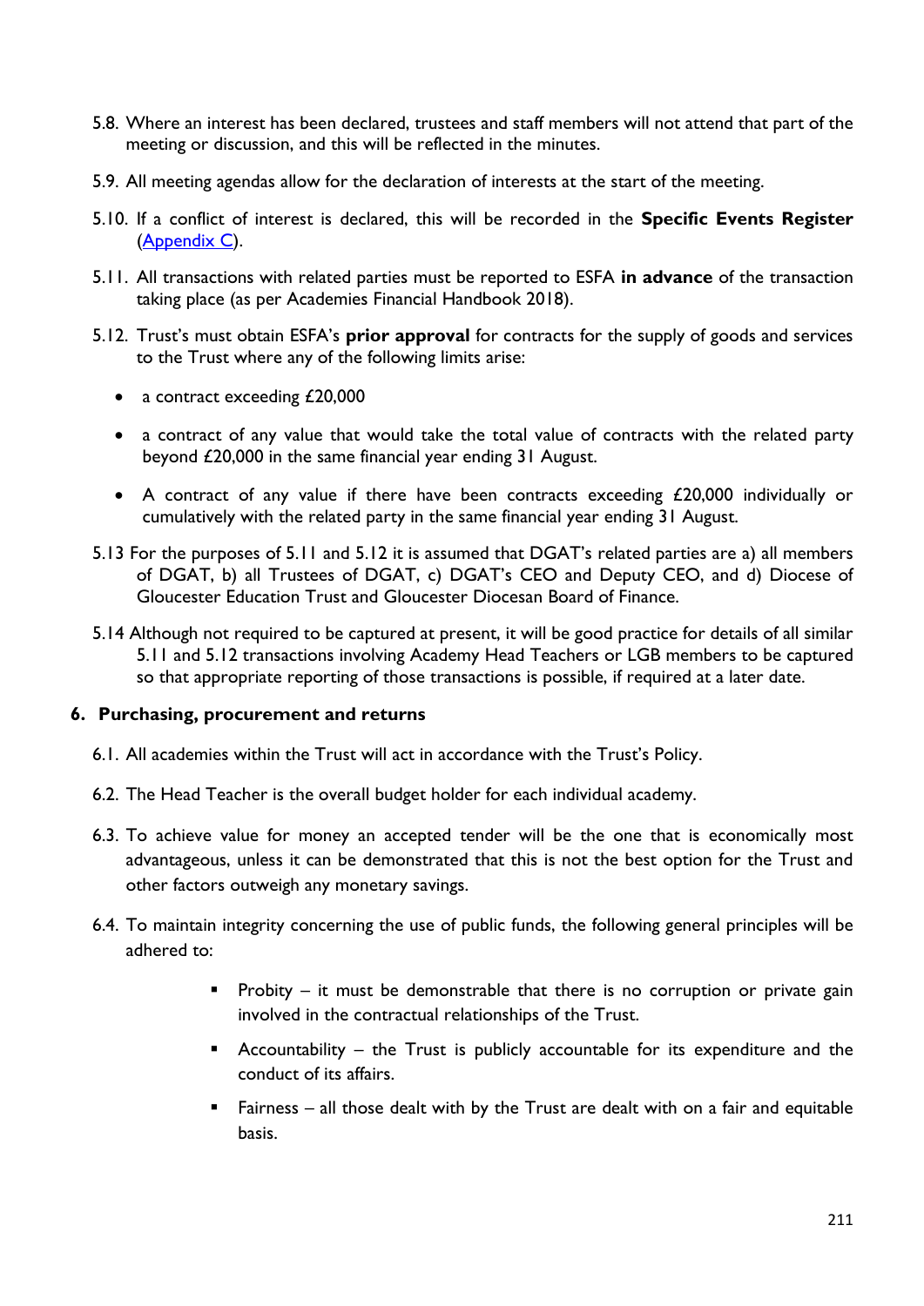5.8. Where an interest has been declared, trustees and staff members will not attend that part of the meeting or discussion, and this will be reflected in the minutes.

5.9. All meeting agendas allow for the declaration of interests at the start of the meeting.

5.10. If a conflict of interest is declared, this will be recorded in the **Specific Events Register** (Appendix C).

5.11. All transactions with related parties must be reported to ESFA **in advance** of the transaction taking place (as per Academies Financial Handbook 2018).

5.12. Trust's must obtain ESFA's **prior approval** for contracts for the supply of goods and services to the Trust where any of the following limits arise:

- a contract exceeding £20,000
- a contract of any value that would take the total value of contracts with the related party beyond £20,000 in the same financial year ending 31 August.
- A contract of any value if there have been contracts exceeding £20,000 individually or cumulatively with the related party in the same financial year ending 31 August.

5.13 For the purposes of 5.11 and 5.12 it is assumed that DGAT's related parties are a) all members of DGAT, b) all Trustees of DGAT, c) DGAT's CEO and Deputy CEO, and d) Diocese of Gloucester Education Trust and Gloucester Diocesan Board of Finance.

5.14 Although not required to be captured at present, it will be good practice for details of all similar 5.11 and 5.12 transactions involving Academy Head Teachers or LGB members to be captured so that appropriate reporting of those transactions is possible, if required at a later date.

## 6. Purchasing, procurement and returns

6.1. All academies within the Trust will act in accordance with the Trust's Policy.

6.2. The Head Teacher is the overall budget holder for each individual academy.

6.3. To achieve value for money an accepted tender will be the one that is economically most advantageous, unless it can be demonstrated that this is not the best option for the Trust and other factors outweigh any monetary savings.

6.4. To maintain integrity concerning the use of public funds, the following general principles will be adhered to:

- Probity – it must be demonstrable that there is no corruption or private gain involved in the contractual relationships of the Trust.
- Accountability – the Trust is publicly accountable for its expenditure and the conduct of its affairs.
- Fairness – all those dealt with by the Trust are dealt with on a fair and equitable basis.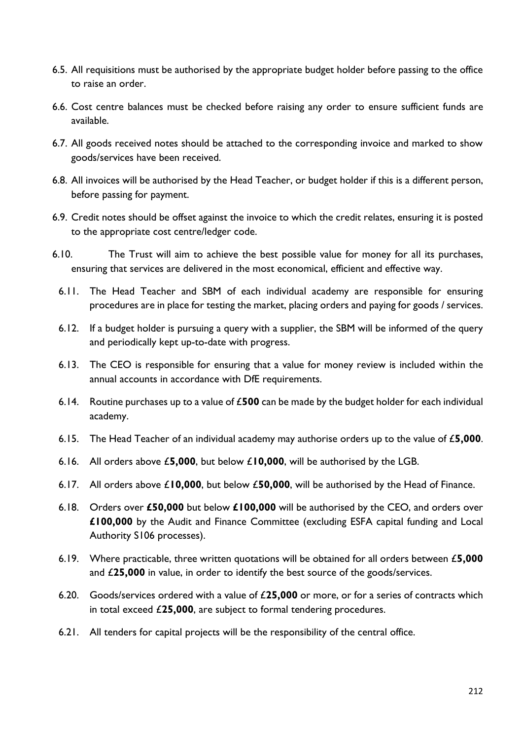6.5. All requisitions must be authorised by the appropriate budget holder before passing to the office to raise an order.

6.6. Cost centre balances must be checked before raising any order to ensure sufficient funds are available.

6.7. All goods received notes should be attached to the corresponding invoice and marked to show goods/services have been received.

6.8. All invoices will be authorised by the Head Teacher, or budget holder if this is a different person, before passing for payment.

6.9. Credit notes should be offset against the invoice to which the credit relates, ensuring it is posted to the appropriate cost centre/ledger code.

6.10. The Trust will aim to achieve the best possible value for money for all its purchases, ensuring that services are delivered in the most economical, efficient and effective way.

6.11. The Head Teacher and SBM of each individual academy are responsible for ensuring procedures are in place for testing the market, placing orders and paying for goods / services.

6.12. If a budget holder is pursuing a query with a supplier, the SBM will be informed of the query and periodically kept up-to-date with progress.

6.13. The CEO is responsible for ensuring that a value for money review is included within the annual accounts in accordance with DfE requirements.

6.14. Routine purchases up to a value of £**500** can be made by the budget holder for each individual academy.

6.15. The Head Teacher of an individual academy may authorise orders up to the value of £**5,000**.

6.16. All orders above £**5,000**, but below £**10,000**, will be authorised by the LGB.

6.17. All orders above £**10,000**, but below £**50,000**, will be authorised by the Head of Finance.

6.18. Orders over **£50,000** but below **£100,000** will be authorised by the CEO, and orders over **£100,000** by the Audit and Finance Committee (excluding ESFA capital funding and Local Authority S106 processes).

6.19. Where practicable, three written quotations will be obtained for all orders between £**5,000** and £**25,000** in value, in order to identify the best source of the goods/services.

6.20. Goods/services ordered with a value of £**25,000** or more, or for a series of contracts which in total exceed £**25,000**, are subject to formal tendering procedures.

6.21. All tenders for capital projects will be the responsibility of the central office.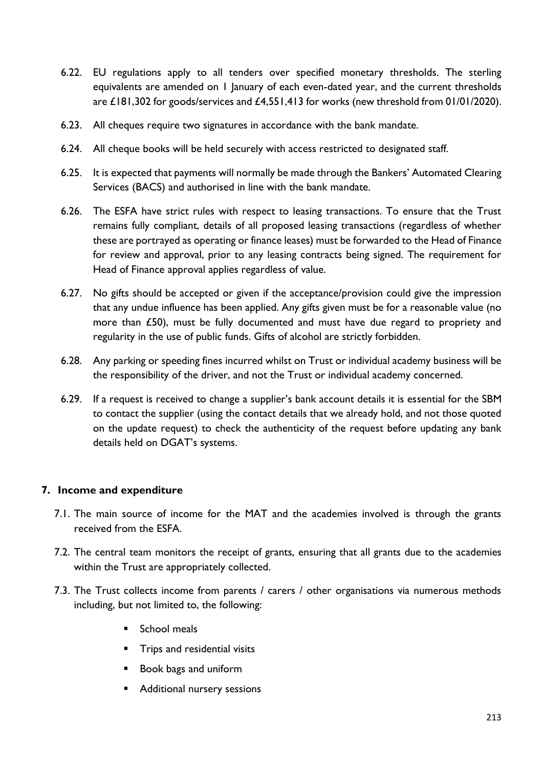6.22. EU regulations apply to all tenders over specified monetary thresholds. The sterling equivalents are amended on 1 January of each even-dated year, and the current thresholds are £181,302 for goods/services and £4,551,413 for works (new threshold from 01/01/2020).

6.23. All cheques require two signatures in accordance with the bank mandate.

6.24. All cheque books will be held securely with access restricted to designated staff.

6.25. It is expected that payments will normally be made through the Bankers' Automated Clearing Services (BACS) and authorised in line with the bank mandate.

6.26. The ESFA have strict rules with respect to leasing transactions. To ensure that the Trust remains fully compliant, details of all proposed leasing transactions (regardless of whether these are portrayed as operating or finance leases) must be forwarded to the Head of Finance for review and approval, prior to any leasing contracts being signed. The requirement for Head of Finance approval applies regardless of value.

6.27. No gifts should be accepted or given if the acceptance/provision could give the impression that any undue influence has been applied. Any gifts given must be for a reasonable value (no more than £50), must be fully documented and must have due regard to propriety and regularity in the use of public funds. Gifts of alcohol are strictly forbidden.

6.28. Any parking or speeding fines incurred whilst on Trust or individual academy business will be the responsibility of the driver, and not the Trust or individual academy concerned.

6.29. If a request is received to change a supplier's bank account details it is essential for the SBM to contact the supplier (using the contact details that we already hold, and not those quoted on the update request) to check the authenticity of the request before updating any bank details held on DGAT's systems.

## 7. Income and expenditure

7.1. The main source of income for the MAT and the academies involved is through the grants received from the ESFA.

7.2. The central team monitors the receipt of grants, ensuring that all grants due to the academies within the Trust are appropriately collected.

7.3. The Trust collects income from parents / carers / other organisations via numerous methods including, but not limited to, the following:

- School meals
- Trips and residential visits
- Book bags and uniform
- Additional nursery sessions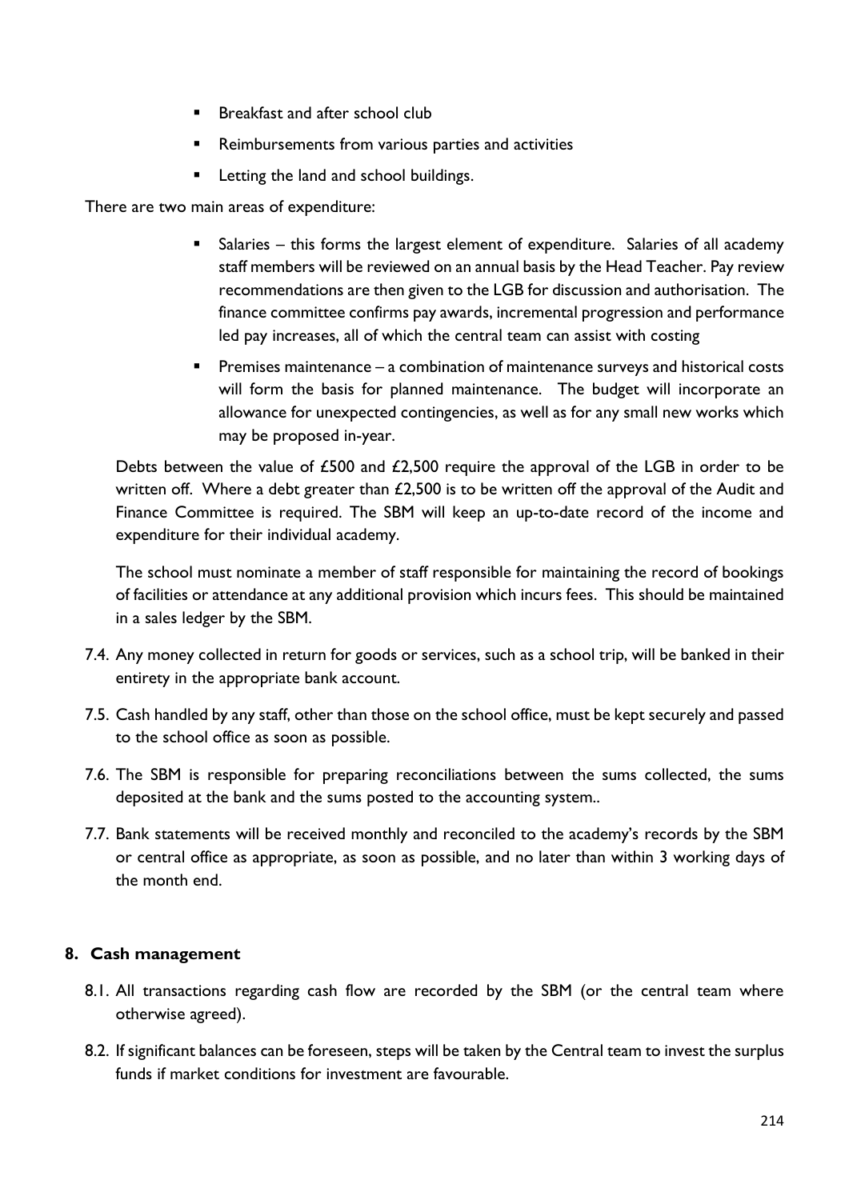- Breakfast and after school club
- Reimbursements from various parties and activities
- Letting the land and school buildings.

There are two main areas of expenditure:

- Salaries – this forms the largest element of expenditure. Salaries of all academy staff members will be reviewed on an annual basis by the Head Teacher. Pay review recommendations are then given to the LGB for discussion and authorisation. The finance committee confirms pay awards, incremental progression and performance led pay increases, all of which the central team can assist with costing
- Premises maintenance – a combination of maintenance surveys and historical costs will form the basis for planned maintenance. The budget will incorporate an allowance for unexpected contingencies, as well as for any small new works which may be proposed in-year.

Debts between the value of £500 and £2,500 require the approval of the LGB in order to be written off. Where a debt greater than £2,500 is to be written off the approval of the Audit and Finance Committee is required. The SBM will keep an up-to-date record of the income and expenditure for their individual academy.

The school must nominate a member of staff responsible for maintaining the record of bookings of facilities or attendance at any additional provision which incurs fees. This should be maintained in a sales ledger by the SBM.

7.4. Any money collected in return for goods or services, such as a school trip, will be banked in their entirety in the appropriate bank account.

7.5. Cash handled by any staff, other than those on the school office, must be kept securely and passed to the school office as soon as possible.

7.6. The SBM is responsible for preparing reconciliations between the sums collected, the sums deposited at the bank and the sums posted to the accounting system..

7.7. Bank statements will be received monthly and reconciled to the academy's records by the SBM or central office as appropriate, as soon as possible, and no later than within 3 working days of the month end.

## 8. Cash management

8.1. All transactions regarding cash flow are recorded by the SBM (or the central team where otherwise agreed).

8.2. If significant balances can be foreseen, steps will be taken by the Central team to invest the surplus funds if market conditions for investment are favourable.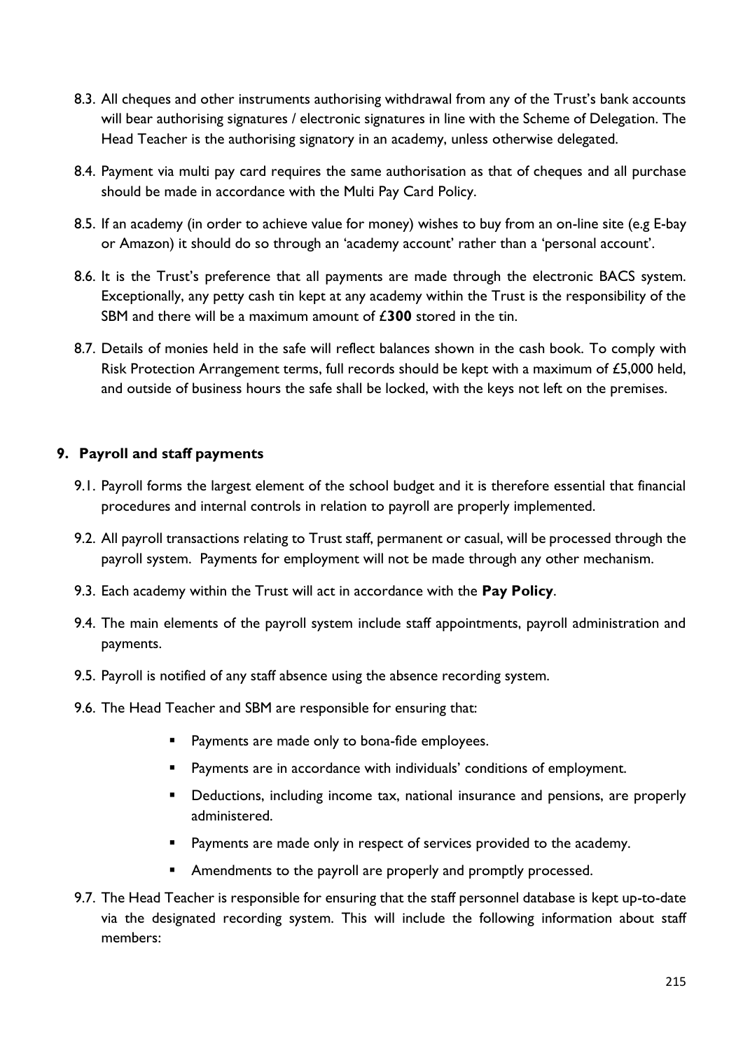8.3. All cheques and other instruments authorising withdrawal from any of the Trust's bank accounts will bear authorising signatures / electronic signatures in line with the Scheme of Delegation. The Head Teacher is the authorising signatory in an academy, unless otherwise delegated.

8.4. Payment via multi pay card requires the same authorisation as that of cheques and all purchase should be made in accordance with the Multi Pay Card Policy.

8.5. If an academy (in order to achieve value for money) wishes to buy from an on-line site (e.g E-bay or Amazon) it should do so through an 'academy account' rather than a 'personal account'.

8.6. It is the Trust's preference that all payments are made through the electronic BACS system. Exceptionally, any petty cash tin kept at any academy within the Trust is the responsibility of the SBM and there will be a maximum amount of £**300** stored in the tin.

8.7. Details of monies held in the safe will reflect balances shown in the cash book. To comply with Risk Protection Arrangement terms, full records should be kept with a maximum of £5,000 held, and outside of business hours the safe shall be locked, with the keys not left on the premises.

## 9. Payroll and staff payments

9.1. Payroll forms the largest element of the school budget and it is therefore essential that financial procedures and internal controls in relation to payroll are properly implemented.

9.2. All payroll transactions relating to Trust staff, permanent or casual, will be processed through the payroll system. Payments for employment will not be made through any other mechanism.

9.3. Each academy within the Trust will act in accordance with the **Pay Policy**.

9.4. The main elements of the payroll system include staff appointments, payroll administration and payments.

9.5. Payroll is notified of any staff absence using the absence recording system.

9.6. The Head Teacher and SBM are responsible for ensuring that:

- Payments are made only to bona-fide employees.
- Payments are in accordance with individuals' conditions of employment.
- Deductions, including income tax, national insurance and pensions, are properly administered.
- Payments are made only in respect of services provided to the academy.
- Amendments to the payroll are properly and promptly processed.

9.7. The Head Teacher is responsible for ensuring that the staff personnel database is kept up-to-date via the designated recording system. This will include the following information about staff members: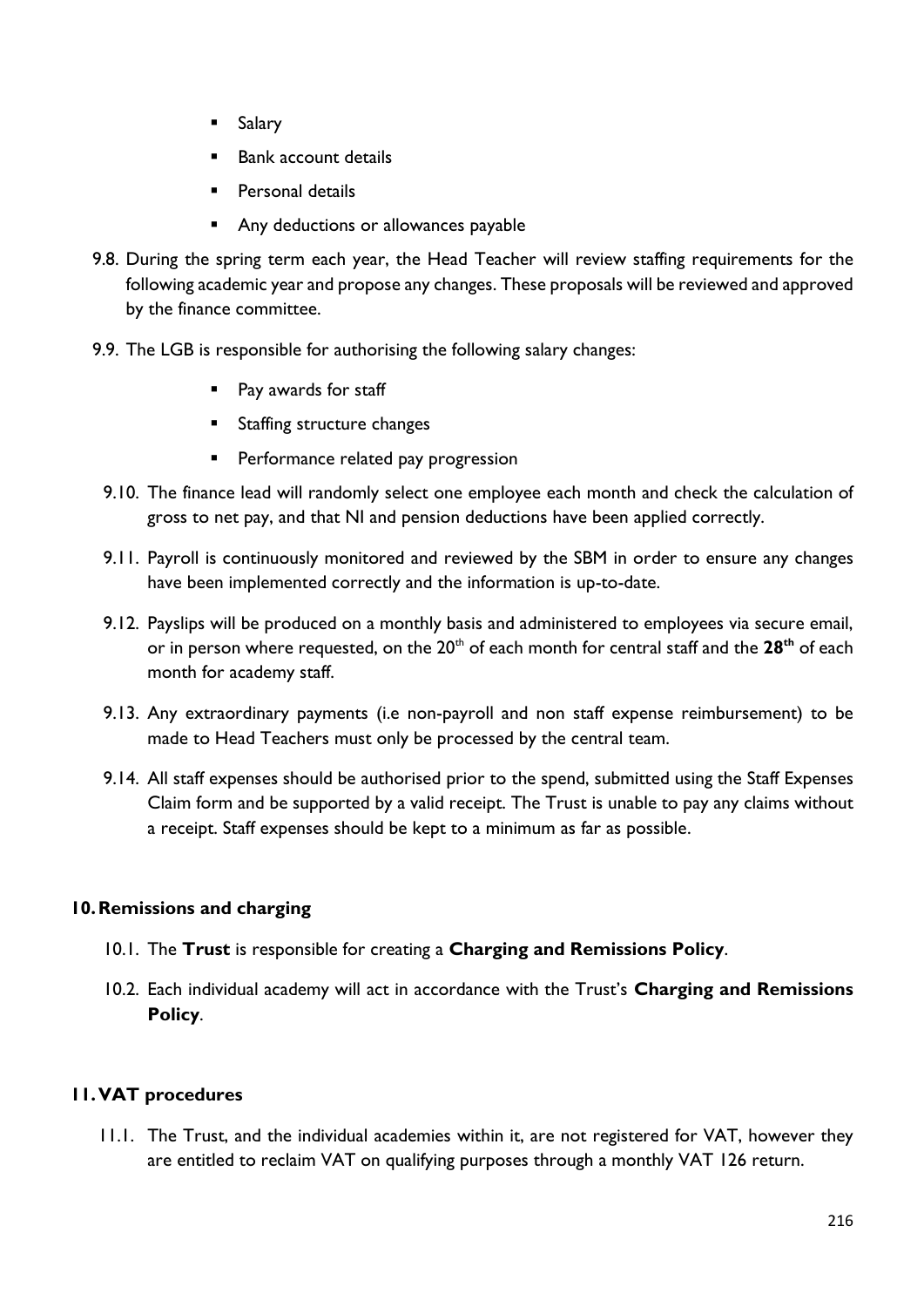- Salary
- Bank account details
- Personal details
- Any deductions or allowances payable

9.8. During the spring term each year, the Head Teacher will review staffing requirements for the following academic year and propose any changes. These proposals will be reviewed and approved by the finance committee.

9.9. The LGB is responsible for authorising the following salary changes:

- Pay awards for staff
- Staffing structure changes
- Performance related pay progression

9.10. The finance lead will randomly select one employee each month and check the calculation of gross to net pay, and that NI and pension deductions have been applied correctly.

9.11. Payroll is continuously monitored and reviewed by the SBM in order to ensure any changes have been implemented correctly and the information is up-to-date.

9.12. Payslips will be produced on a monthly basis and administered to employees via secure email, or in person where requested, on the 20th of each month for central staff and the **28th** of each month for academy staff.

9.13. Any extraordinary payments (i.e non-payroll and non staff expense reimbursement) to be made to Head Teachers must only be processed by the central team.

9.14. All staff expenses should be authorised prior to the spend, submitted using the Staff Expenses Claim form and be supported by a valid receipt. The Trust is unable to pay any claims without a receipt. Staff expenses should be kept to a minimum as far as possible.

## 10. Remissions and charging

10.1. The **Trust** is responsible for creating a **Charging and Remissions Policy**.

10.2. Each individual academy will act in accordance with the Trust's **Charging and Remissions Policy**.

## 11. VAT procedures

11.1. The Trust, and the individual academies within it, are not registered for VAT, however they are entitled to reclaim VAT on qualifying purposes through a monthly VAT 126 return.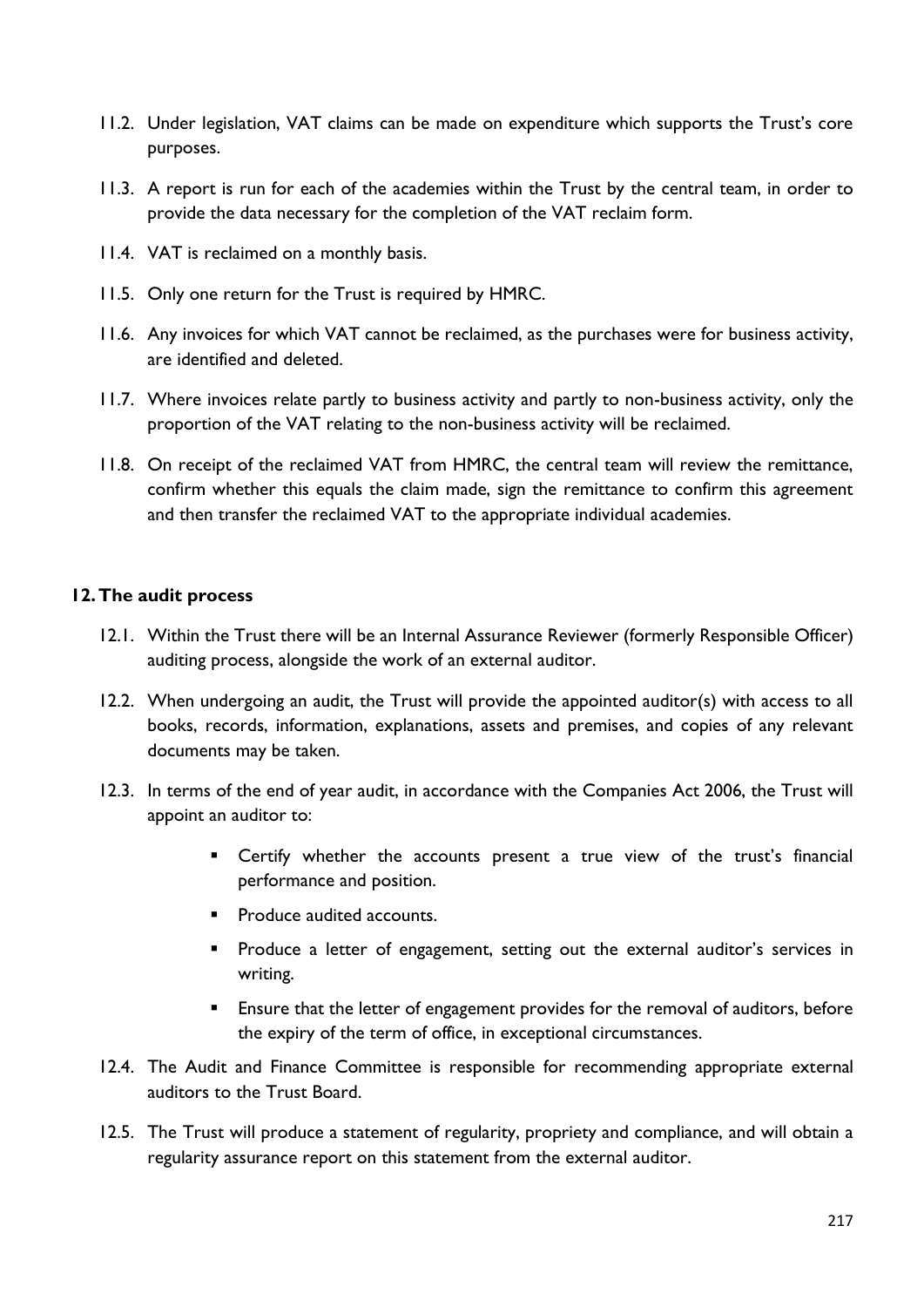11.2. Under legislation, VAT claims can be made on expenditure which supports the Trust's core purposes.

11.3. A report is run for each of the academies within the Trust by the central team, in order to provide the data necessary for the completion of the VAT reclaim form.

11.4. VAT is reclaimed on a monthly basis.

11.5. Only one return for the Trust is required by HMRC.

11.6. Any invoices for which VAT cannot be reclaimed, as the purchases were for business activity, are identified and deleted.

11.7. Where invoices relate partly to business activity and partly to non-business activity, only the proportion of the VAT relating to the non-business activity will be reclaimed.

11.8. On receipt of the reclaimed VAT from HMRC, the central team will review the remittance, confirm whether this equals the claim made, sign the remittance to confirm this agreement and then transfer the reclaimed VAT to the appropriate individual academies.

## 12. The audit process

12.1. Within the Trust there will be an Internal Assurance Reviewer (formerly Responsible Officer) auditing process, alongside the work of an external auditor.

12.2. When undergoing an audit, the Trust will provide the appointed auditor(s) with access to all books, records, information, explanations, assets and premises, and copies of any relevant documents may be taken.

12.3. In terms of the end of year audit, in accordance with the Companies Act 2006, the Trust will appoint an auditor to:

- Certify whether the accounts present a true view of the trust's financial performance and position.
- Produce audited accounts.
- Produce a letter of engagement, setting out the external auditor's services in writing.
- Ensure that the letter of engagement provides for the removal of auditors, before the expiry of the term of office, in exceptional circumstances.

12.4. The Audit and Finance Committee is responsible for recommending appropriate external auditors to the Trust Board.

12.5. The Trust will produce a statement of regularity, propriety and compliance, and will obtain a regularity assurance report on this statement from the external auditor.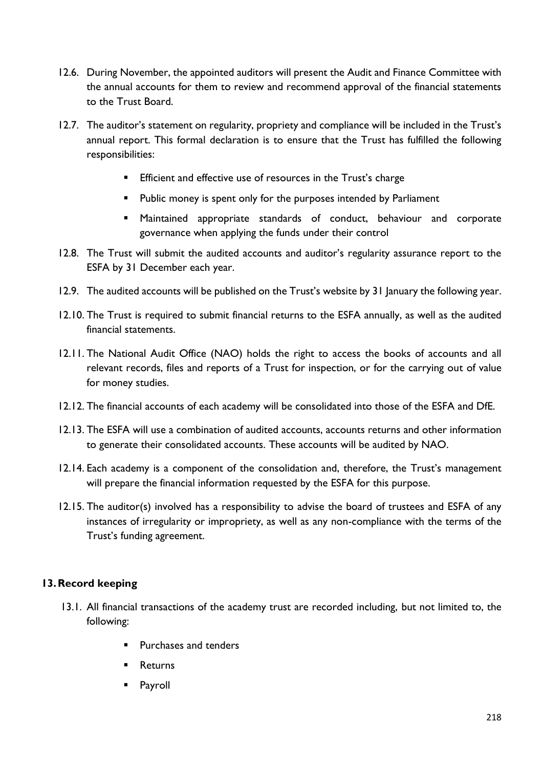12.6. During November, the appointed auditors will present the Audit and Finance Committee with the annual accounts for them to review and recommend approval of the financial statements to the Trust Board.

12.7. The auditor's statement on regularity, propriety and compliance will be included in the Trust's annual report. This formal declaration is to ensure that the Trust has fulfilled the following responsibilities:

- Efficient and effective use of resources in the Trust's charge
- Public money is spent only for the purposes intended by Parliament
- Maintained appropriate standards of conduct, behaviour and corporate governance when applying the funds under their control

12.8. The Trust will submit the audited accounts and auditor's regularity assurance report to the ESFA by 31 December each year.

12.9. The audited accounts will be published on the Trust's website by 31 January the following year.

12.10. The Trust is required to submit financial returns to the ESFA annually, as well as the audited financial statements.

12.11. The National Audit Office (NAO) holds the right to access the books of accounts and all relevant records, files and reports of a Trust for inspection, or for the carrying out of value for money studies.

12.12. The financial accounts of each academy will be consolidated into those of the ESFA and DfE.

12.13. The ESFA will use a combination of audited accounts, accounts returns and other information to generate their consolidated accounts. These accounts will be audited by NAO.

12.14. Each academy is a component of the consolidation and, therefore, the Trust's management will prepare the financial information requested by the ESFA for this purpose.

12.15. The auditor(s) involved has a responsibility to advise the board of trustees and ESFA of any instances of irregularity or impropriety, as well as any non-compliance with the terms of the Trust's funding agreement.

## 13. Record keeping

13.1. All financial transactions of the academy trust are recorded including, but not limited to, the following:

- Purchases and tenders
- Returns
- Payroll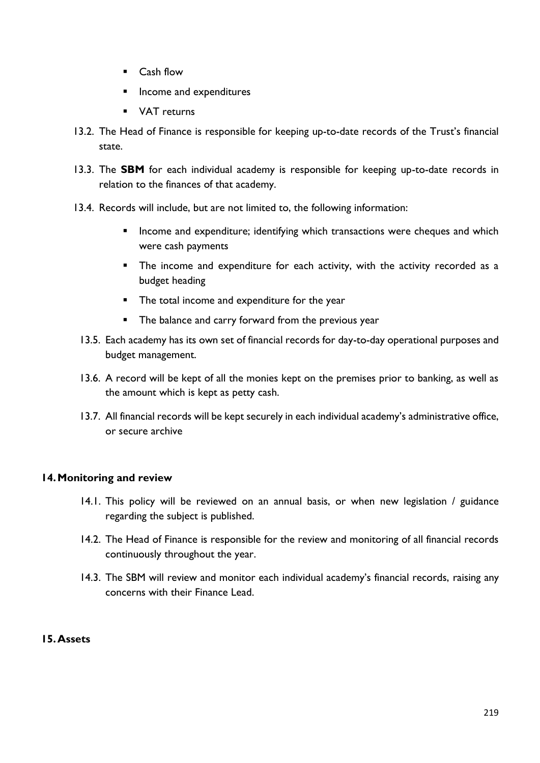- Cash flow
- Income and expenditures
- VAT returns

13.2. The Head of Finance is responsible for keeping up-to-date records of the Trust's financial state.

13.3. The **SBM** for each individual academy is responsible for keeping up-to-date records in relation to the finances of that academy.

13.4. Records will include, but are not limited to, the following information:

- Income and expenditure; identifying which transactions were cheques and which were cash payments
- The income and expenditure for each activity, with the activity recorded as a budget heading
- The total income and expenditure for the year
- The balance and carry forward from the previous year

13.5. Each academy has its own set of financial records for day-to-day operational purposes and budget management.

13.6. A record will be kept of all the monies kept on the premises prior to banking, as well as the amount which is kept as petty cash.

13.7. All financial records will be kept securely in each individual academy's administrative office, or secure archive

## 14. Monitoring and review

14.1. This policy will be reviewed on an annual basis, or when new legislation / guidance regarding the subject is published.

14.2. The Head of Finance is responsible for the review and monitoring of all financial records continuously throughout the year.

14.3. The SBM will review and monitor each individual academy's financial records, raising any concerns with their Finance Lead.

## 15. Assets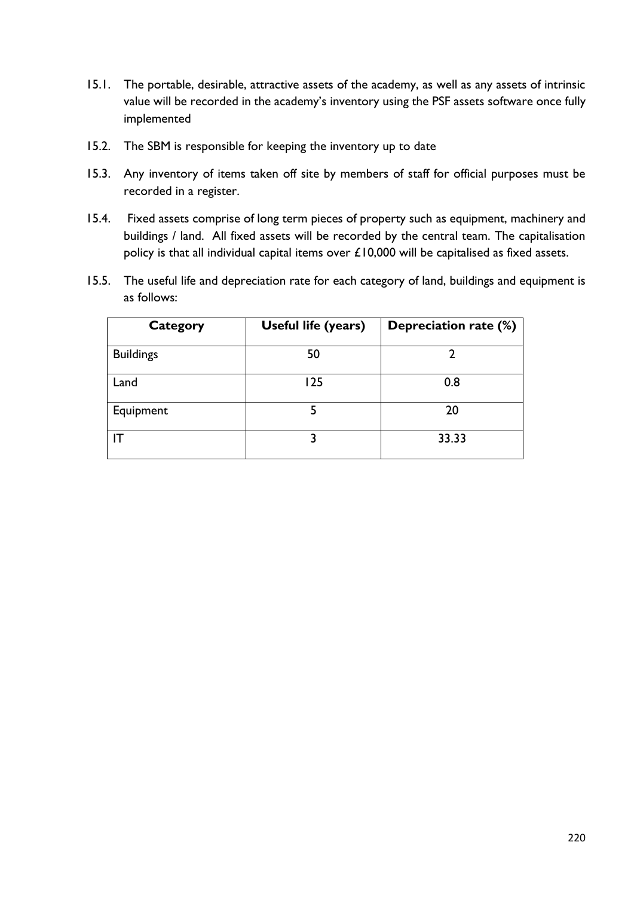15.1. The portable, desirable, attractive assets of the academy, as well as any assets of intrinsic value will be recorded in the academy's inventory using the PSF assets software once fully implemented

15.2. The SBM is responsible for keeping the inventory up to date

15.3. Any inventory of items taken off site by members of staff for official purposes must be recorded in a register.

15.4. Fixed assets comprise of long term pieces of property such as equipment, machinery and buildings / land. All fixed assets will be recorded by the central team. The capitalisation policy is that all individual capital items over £10,000 will be capitalised as fixed assets.

15.5. The useful life and depreciation rate for each category of land, buildings and equipment is as follows:

| Category | Useful life (years) | Depreciation rate (%) |
| --- | --- | --- |
| Buildings | 50 | 2 |
| Land | 125 | 0.8 |
| Equipment | 5 | 20 |
| IT | 3 | 33.33 |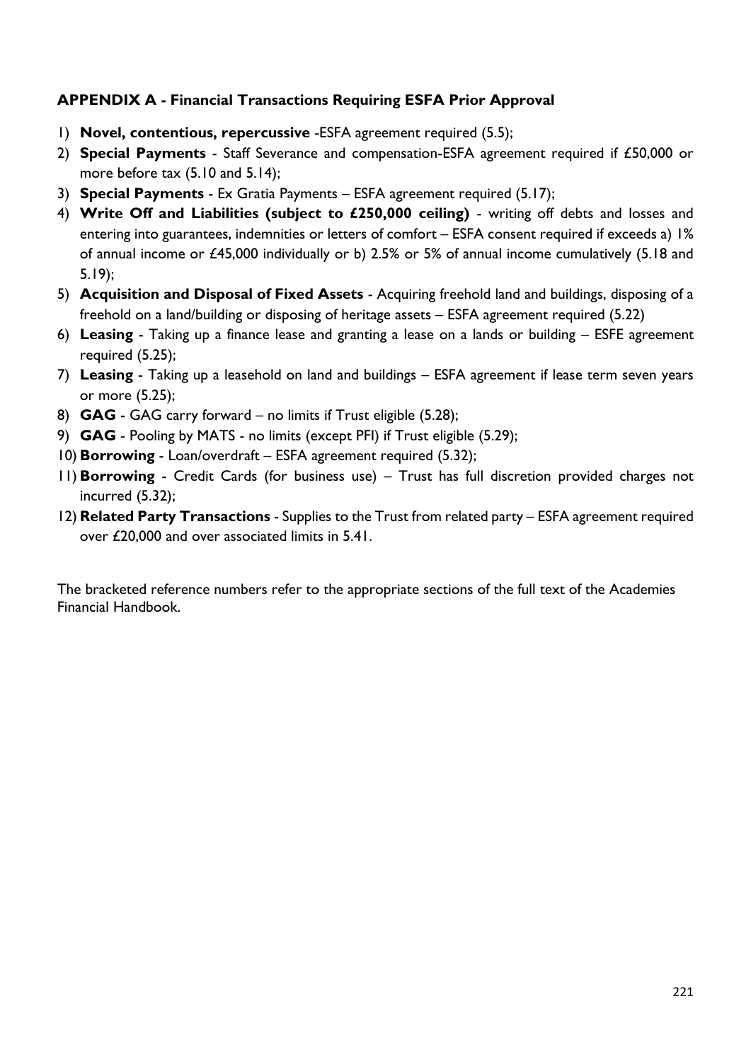### APPENDIX A - Financial Transactions Requiring ESFA Prior Approval

1) **Novel, contentious, repercussive** -ESFA agreement required (5.5);
2) **Special Payments** - Staff Severance and compensation-ESFA agreement required if £50,000 or more before tax (5.10 and 5.14);
3) **Special Payments** - Ex Gratia Payments – ESFA agreement required (5.17);
4) **Write Off and Liabilities (subject to £250,000 ceiling)** - writing off debts and losses and entering into guarantees, indemnities or letters of comfort – ESFA consent required if exceeds a) 1% of annual income or £45,000 individually or b) 2.5% or 5% of annual income cumulatively (5.18 and 5.19);
5) **Acquisition and Disposal of Fixed Assets** - Acquiring freehold land and buildings, disposing of a freehold on a land/building or disposing of heritage assets – ESFA agreement required (5.22)
6) **Leasing** - Taking up a finance lease and granting a lease on a lands or building – ESFE agreement required (5.25);
7) **Leasing** - Taking up a leasehold on land and buildings – ESFA agreement if lease term seven years or more (5.25);
8) **GAG** - GAG carry forward – no limits if Trust eligible (5.28);
9) **GAG** - Pooling by MATS - no limits (except PFI) if Trust eligible (5.29);
10) **Borrowing** - Loan/overdraft – ESFA agreement required (5.32);
11) **Borrowing** - Credit Cards (for business use) – Trust has full discretion provided charges not incurred (5.32);
12) **Related Party Transactions** - Supplies to the Trust from related party – ESFA agreement required over £20,000 and over associated limits in 5.41.

The bracketed reference numbers refer to the appropriate sections of the full text of the Academies Financial Handbook.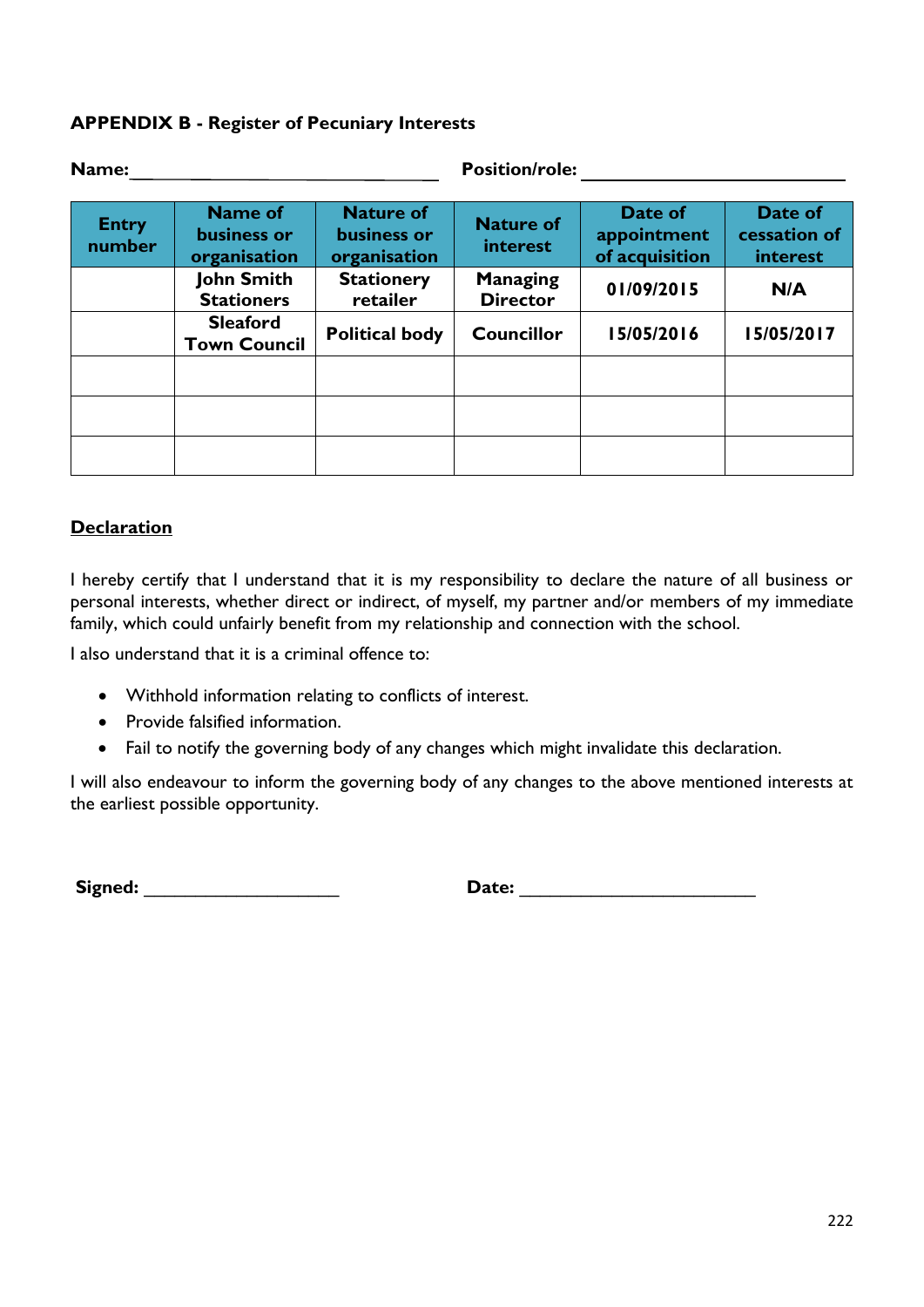## APPENDIX B - Register of Pecuniary Interests

**Name:** ______________________________ **Position/role:** ______________________________

| Entry number | Name of business or organisation | Nature of business or organisation | Nature of interest | Date of appointment of acquisition | Date of cessation of interest |
|---|---|---|---|---|---|
| | John Smith Stationers | Stationery retailer | Managing Director | 01/09/2015 | N/A |
| | Sleaford Town Council | Political body | Councillor | 15/05/2016 | 15/05/2017 |
| | | | | | |
| | | | | | |
| | | | | | |

**Declaration**

I hereby certify that I understand that it is my responsibility to declare the nature of all business or personal interests, whether direct or indirect, of myself, my partner and/or members of my immediate family, which could unfairly benefit from my relationship and connection with the school.

I also understand that it is a criminal offence to:

- Withhold information relating to conflicts of interest.
- Provide falsified information.
- Fail to notify the governing body of any changes which might invalidate this declaration.

I will also endeavour to inform the governing body of any changes to the above mentioned interests at the earliest possible opportunity.

**Signed:** ____________________ **Date:** ________________________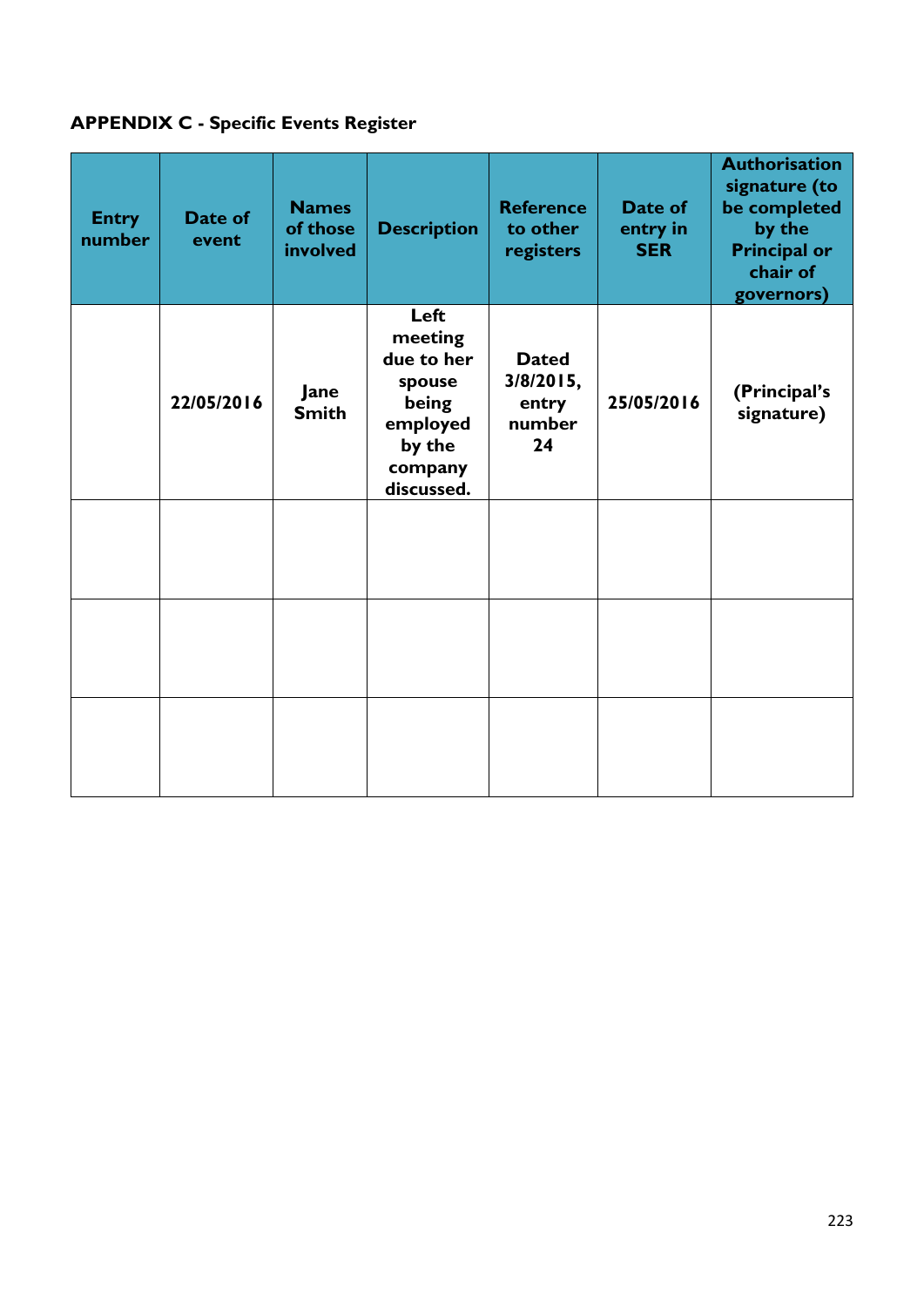**APPENDIX C - Specific Events Register**

| Entry number | Date of event | Names of those involved | Description | Reference to other registers | Date of entry in SER | Authorisation signature (to be completed by the Principal or chair of governors) |
|---|---|---|---|---|---|---|
| | 22/05/2016 | Jane Smith | Left meeting due to her spouse being employed by the company discussed. | Dated 3/8/2015, entry number 24 | 25/05/2016 | (Principal's signature) |
| | | | | | | |
| | | | | | | |
| | | | | | | |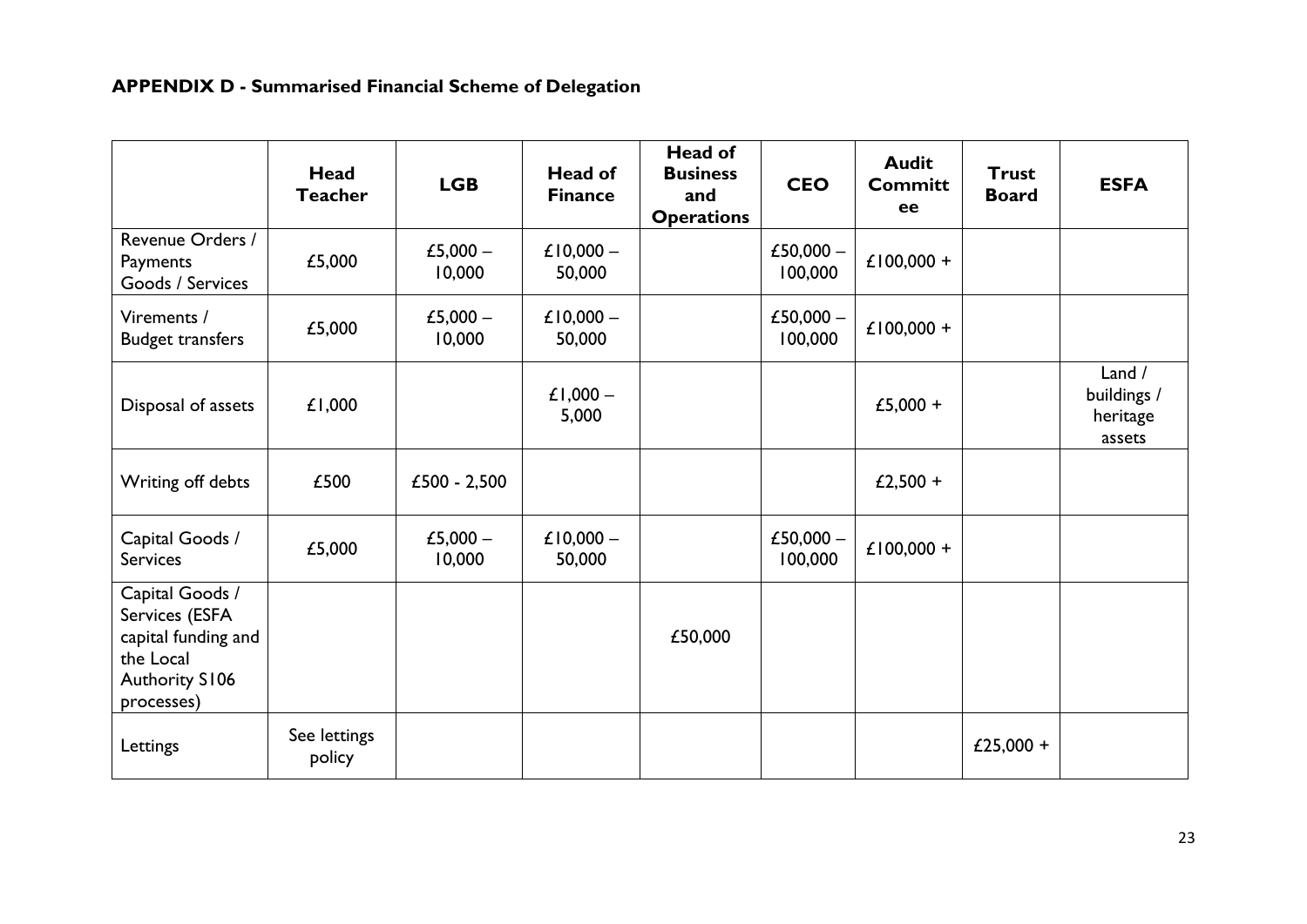**APPENDIX D - Summarised Financial Scheme of Delegation**

| | Head Teacher | LGB | Head of Finance | Head of Business and Operations | CEO | Audit Committee | Trust Board | ESFA |
|---|---|---|---|---|---|---|---|---|
| Revenue Orders / Payments Goods / Services | £5,000 | £5,000 – 10,000 | £10,000 – 50,000 | | £50,000 – 100,000 | £100,000 + | | |
| Virements / Budget transfers | £5,000 | £5,000 – 10,000 | £10,000 – 50,000 | | £50,000 – 100,000 | £100,000 + | | |
| Disposal of assets | £1,000 | | £1,000 – 5,000 | | | £5,000 + | | Land / buildings / heritage assets |
| Writing off debts | £500 | £500 - 2,500 | | | | £2,500 + | | |
| Capital Goods / Services | £5,000 | £5,000 – 10,000 | £10,000 – 50,000 | | £50,000 – 100,000 | £100,000 + | | |
| Capital Goods / Services (ESFA capital funding and the Local Authority S106 processes) | | | | £50,000 | | | | |
| Lettings | See lettings policy | | | | | | £25,000 + | |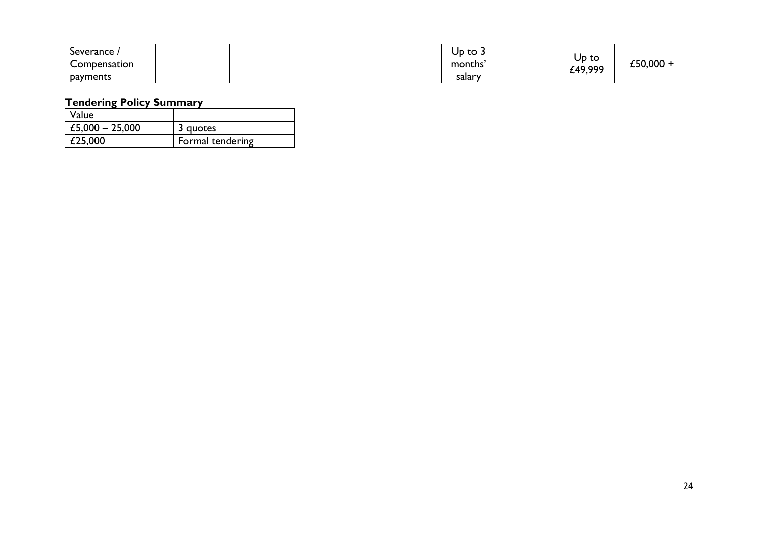| | | | | | | | | |
|---|---|---|---|---|---|---|---|---|
| Severance / Compensation payments | | | | | Up to 3 months' salary | | Up to £49,999 | £50,000 + |

**Tendering Policy Summary**

| Value | |
|---|---|
| £5,000 – 25,000 | 3 quotes |
| £25,000 | Formal tendering |